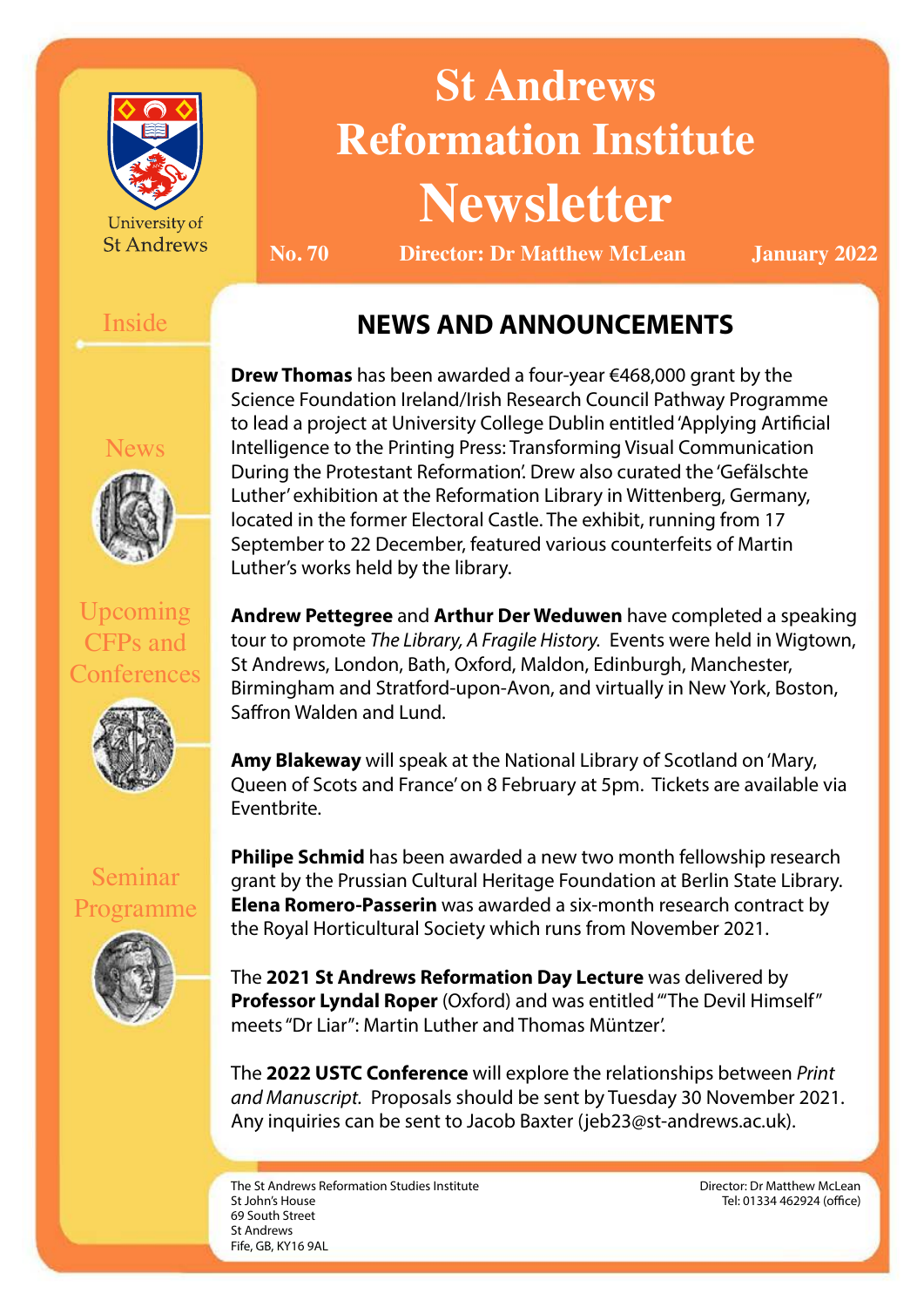University of St Andrews

# St Andrews Reformation Institute Newsletter

**No. 70** **Director: Dr Matthew McLean** **January 2022**

Inside

News

Upcoming CFPs and Conferences

Seminar Programme

## NEWS AND ANNOUNCEMENTS

**Drew Thomas** has been awarded a four-year €468,000 grant by the Science Foundation Ireland/Irish Research Council Pathway Programme to lead a project at University College Dublin entitled 'Applying Artificial Intelligence to the Printing Press: Transforming Visual Communication During the Protestant Reformation'. Drew also curated the 'Gefälschte Luther' exhibition at the Reformation Library in Wittenberg, Germany, located in the former Electoral Castle. The exhibit, running from 17 September to 22 December, featured various counterfeits of Martin Luther's works held by the library.

**Andrew Pettegree** and **Arthur Der Weduwen** have completed a speaking tour to promote *The Library, A Fragile History*. Events were held in Wigtown, St Andrews, London, Bath, Oxford, Maldon, Edinburgh, Manchester, Birmingham and Stratford-upon-Avon, and virtually in New York, Boston, Saffron Walden and Lund.

**Amy Blakeway** will speak at the National Library of Scotland on 'Mary, Queen of Scots and France' on 8 February at 5pm. Tickets are available via Eventbrite.

**Philipe Schmid** has been awarded a new two month fellowship research grant by the Prussian Cultural Heritage Foundation at Berlin State Library. **Elena Romero-Passerin** was awarded a six-month research contract by the Royal Horticultural Society which runs from November 2021.

The **2021 St Andrews Reformation Day Lecture** was delivered by **Professor Lyndal Roper** (Oxford) and was entitled '"The Devil Himself" meets "Dr Liar": Martin Luther and Thomas Müntzer'.

The **2022 USTC Conference** will explore the relationships between *Print and Manuscript*. Proposals should be sent by Tuesday 30 November 2021. Any inquiries can be sent to Jacob Baxter (jeb23@st-andrews.ac.uk).

The St Andrews Reformation Studies Institute
St John's House
69 South Street
St Andrews
Fife, GB, KY16 9AL

Director: Dr Matthew McLean
Tel: 01334 462924 (office)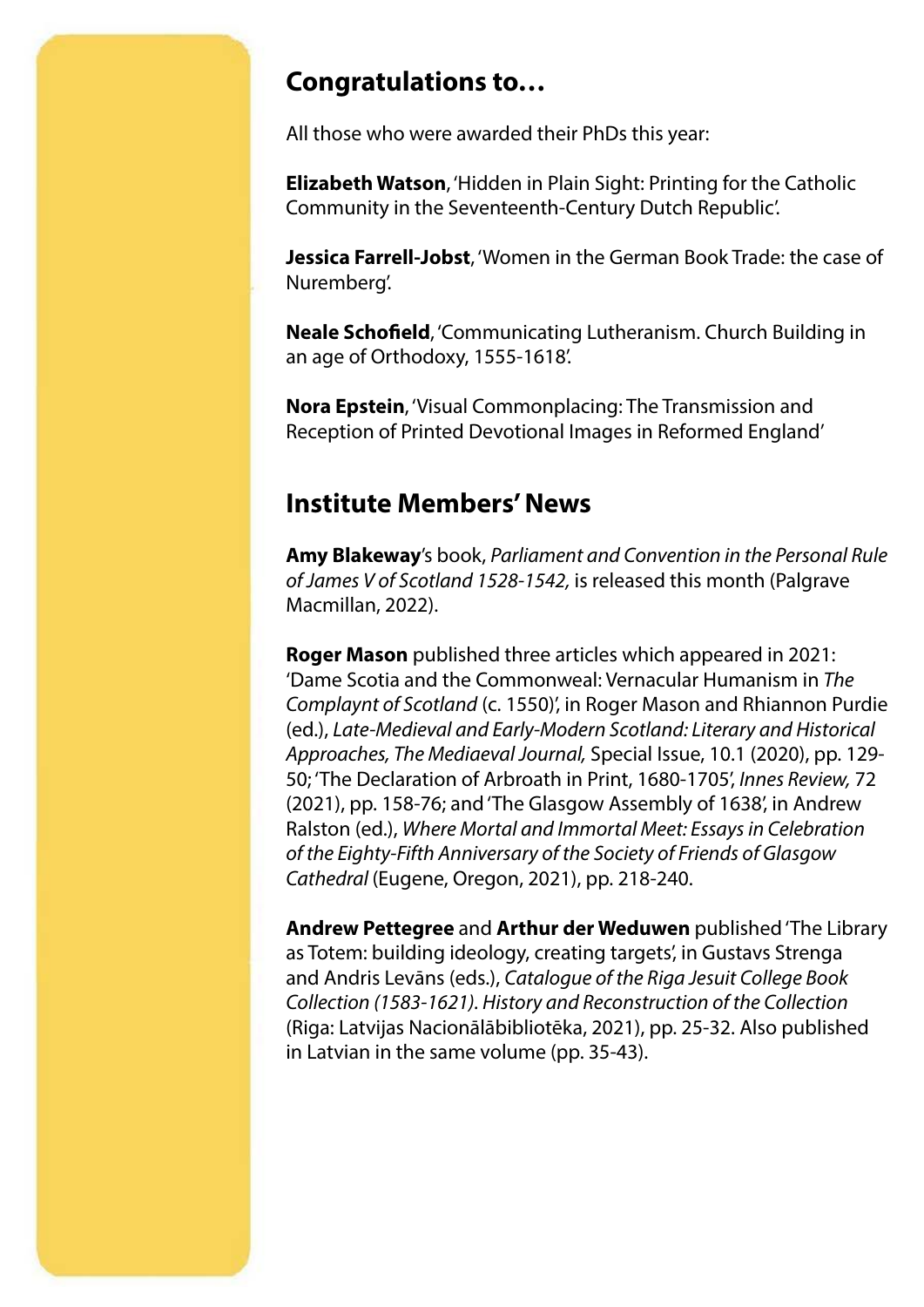## Congratulations to…

All those who were awarded their PhDs this year:

**Elizabeth Watson**, 'Hidden in Plain Sight: Printing for the Catholic Community in the Seventeenth-Century Dutch Republic'.

**Jessica Farrell-Jobst**, 'Women in the German Book Trade: the case of Nuremberg'.

**Neale Schofield**, 'Communicating Lutheranism. Church Building in an age of Orthodoxy, 1555-1618'.

**Nora Epstein**, 'Visual Commonplacing: The Transmission and Reception of Printed Devotional Images in Reformed England'

## Institute Members' News

**Amy Blakeway**'s book, *Parliament and Convention in the Personal Rule of James V of Scotland 1528-1542,* is released this month (Palgrave Macmillan, 2022).

**Roger Mason** published three articles which appeared in 2021: 'Dame Scotia and the Commonweal: Vernacular Humanism in *The Complaynt of Scotland* (c. 1550)', in Roger Mason and Rhiannon Purdie (ed.), *Late-Medieval and Early-Modern Scotland: Literary and Historical Approaches, The Mediaeval Journal,* Special Issue, 10.1 (2020), pp. 129-50; 'The Declaration of Arbroath in Print, 1680-1705', *Innes Review,* 72 (2021), pp. 158-76; and 'The Glasgow Assembly of 1638', in Andrew Ralston (ed.), *Where Mortal and Immortal Meet: Essays in Celebration of the Eighty-Fifth Anniversary of the Society of Friends of Glasgow Cathedral* (Eugene, Oregon, 2021), pp. 218-240.

**Andrew Pettegree** and **Arthur der Weduwen** published 'The Library as Totem: building ideology, creating targets', in Gustavs Strenga and Andris Levāns (eds.), *Catalogue of the Riga Jesuit College Book Collection (1583-1621). History and Reconstruction of the Collection* (Riga: Latvijas Nacionālābibliotēka, 2021), pp. 25-32. Also published in Latvian in the same volume (pp. 35-43).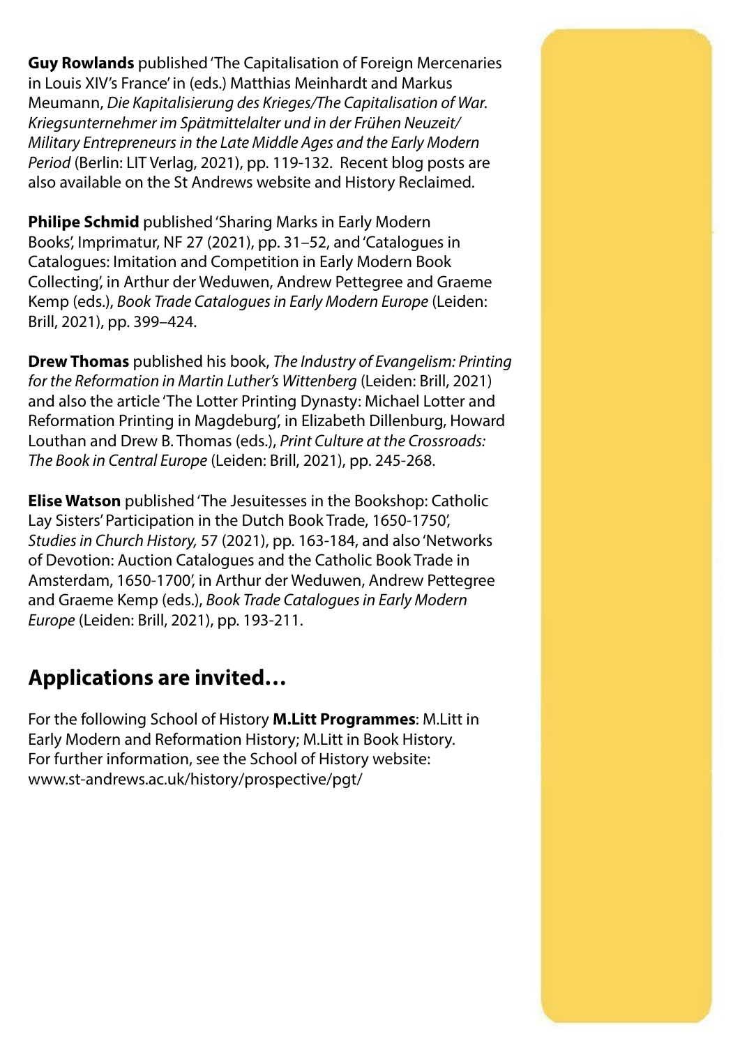**Guy Rowlands** published 'The Capitalisation of Foreign Mercenaries in Louis XIV's France' in (eds.) Matthias Meinhardt and Markus Meumann, *Die Kapitalisierung des Krieges/The Capitalisation of War. Kriegsunternehmer im Spätmittelalter und in der Frühen Neuzeit/ Military Entrepreneurs in the Late Middle Ages and the Early Modern Period* (Berlin: LIT Verlag, 2021), pp. 119-132. Recent blog posts are also available on the St Andrews website and History Reclaimed.

**Philipe Schmid** published 'Sharing Marks in Early Modern Books', Imprimatur, NF 27 (2021), pp. 31–52, and 'Catalogues in Catalogues: Imitation and Competition in Early Modern Book Collecting', in Arthur der Weduwen, Andrew Pettegree and Graeme Kemp (eds.), *Book Trade Catalogues in Early Modern Europe* (Leiden: Brill, 2021), pp. 399–424.

**Drew Thomas** published his book, *The Industry of Evangelism: Printing for the Reformation in Martin Luther's Wittenberg* (Leiden: Brill, 2021) and also the article 'The Lotter Printing Dynasty: Michael Lotter and Reformation Printing in Magdeburg', in Elizabeth Dillenburg, Howard Louthan and Drew B. Thomas (eds.), *Print Culture at the Crossroads: The Book in Central Europe* (Leiden: Brill, 2021), pp. 245-268.

**Elise Watson** published 'The Jesuitesses in the Bookshop: Catholic Lay Sisters' Participation in the Dutch Book Trade, 1650-1750', *Studies in Church History,* 57 (2021), pp. 163-184, and also 'Networks of Devotion: Auction Catalogues and the Catholic Book Trade in Amsterdam, 1650-1700', in Arthur der Weduwen, Andrew Pettegree and Graeme Kemp (eds.), *Book Trade Catalogues in Early Modern Europe* (Leiden: Brill, 2021), pp. 193-211.

## Applications are invited…

For the following School of History **M.Litt Programmes**: M.Litt in Early Modern and Reformation History; M.Litt in Book History. For further information, see the School of History website: www.st-andrews.ac.uk/history/prospective/pgt/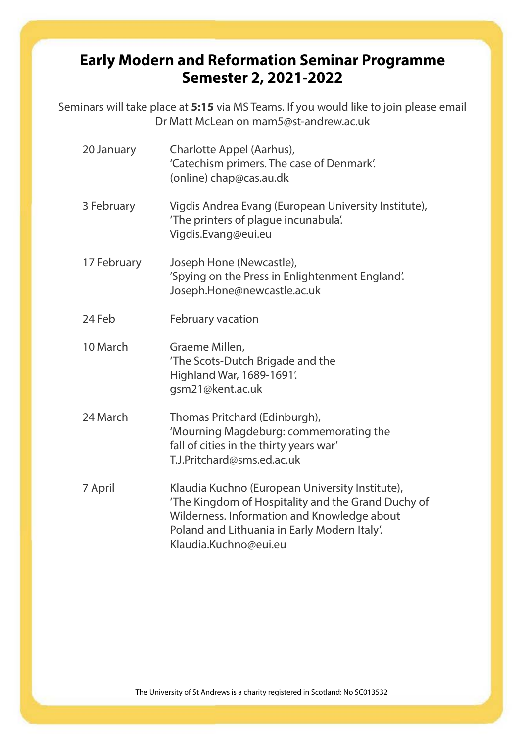# Early Modern and Reformation Seminar Programme
# Semester 2, 2021-2022

Seminars will take place at **5:15** via MS Teams. If you would like to join please email Dr Matt McLean on mam5@st-andrew.ac.uk

| | |
|---|---|
| 20 January | Charlotte Appel (Aarhus), 'Catechism primers. The case of Denmark'. (online) chap@cas.au.dk |
| 3 February | Vigdis Andrea Evang (European University Institute), 'The printers of plague incunabula'. Vigdis.Evang@eui.eu |
| 17 February | Joseph Hone (Newcastle), 'Spying on the Press in Enlightenment England'. Joseph.Hone@newcastle.ac.uk |
| 24 Feb | February vacation |
| 10 March | Graeme Millen, 'The Scots-Dutch Brigade and the Highland War, 1689-1691'. gsm21@kent.ac.uk |
| 24 March | Thomas Pritchard (Edinburgh), 'Mourning Magdeburg: commemorating the fall of cities in the thirty years war' T.J.Pritchard@sms.ed.ac.uk |
| 7 April | Klaudia Kuchno (European University Institute), 'The Kingdom of Hospitality and the Grand Duchy of Wilderness. Information and Knowledge about Poland and Lithuania in Early Modern Italy'. Klaudia.Kuchno@eui.eu |

The University of St Andrews is a charity registered in Scotland: No SC013532